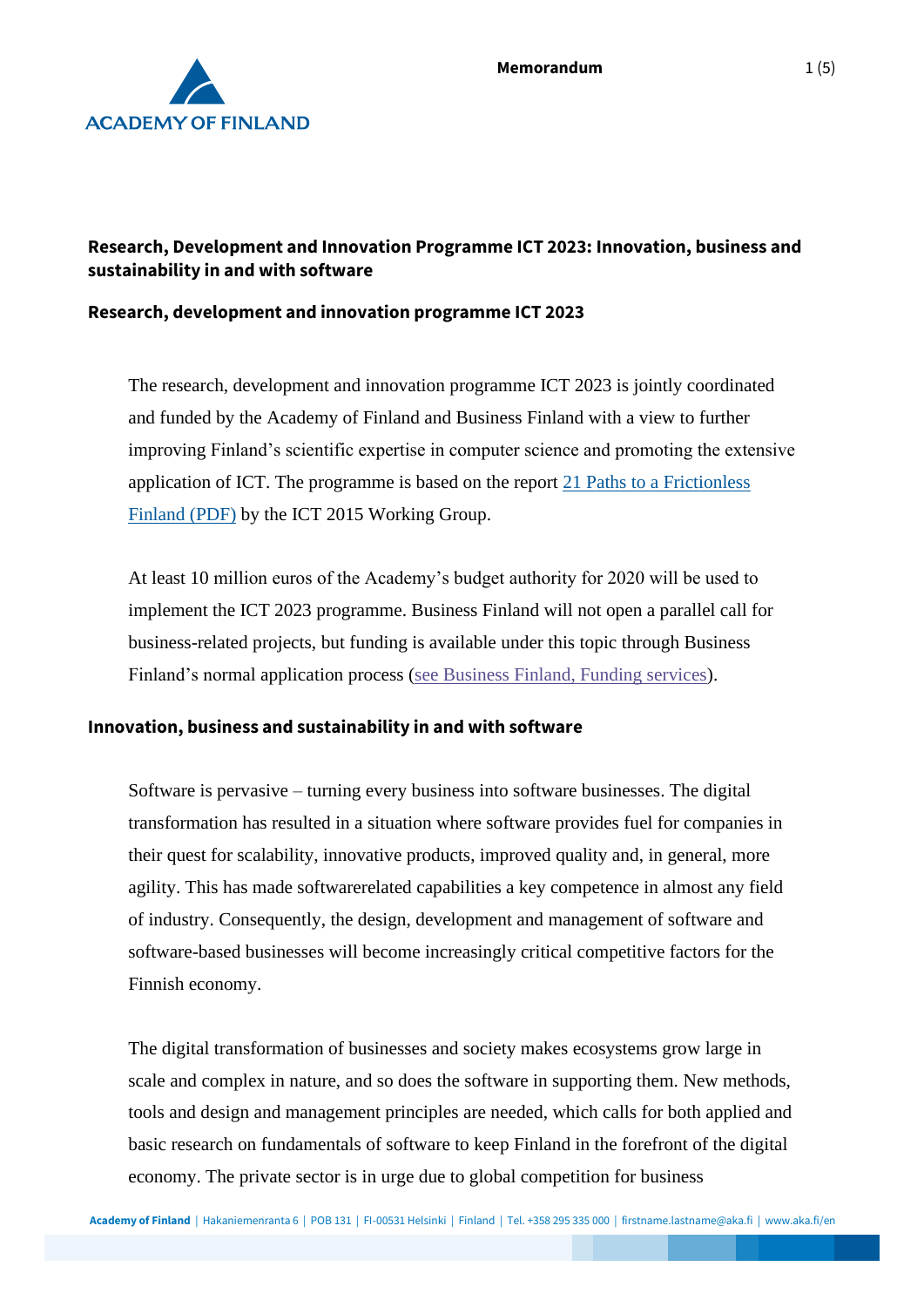# Research, Development and Innovation Programme ICT 2023: Innovation, business and sustainability in and with software

## Research, development and innovation programme ICT 2023

The research, development and innovation programme ICT 2023 is jointly coordinated and funded by the Academy of Finland and Business Finland with a view to further improving Finland's scientific expertise in computer science and promoting the extensive application of ICT. The programme is based on the report [21 Paths to a Frictionless Finland (PDF)]() by the ICT 2015 Working Group.

At least 10 million euros of the Academy's budget authority for 2020 will be used to implement the ICT 2023 programme. Business Finland will not open a parallel call for business-related projects, but funding is available under this topic through Business Finland's normal application process ([see Business Finland, Funding services]()).

## Innovation, business and sustainability in and with software

Software is pervasive – turning every business into software businesses. The digital transformation has resulted in a situation where software provides fuel for companies in their quest for scalability, innovative products, improved quality and, in general, more agility. This has made softwarerelated capabilities a key competence in almost any field of industry. Consequently, the design, development and management of software and software-based businesses will become increasingly critical competitive factors for the Finnish economy.

The digital transformation of businesses and society makes ecosystems grow large in scale and complex in nature, and so does the software in supporting them. New methods, tools and design and management principles are needed, which calls for both applied and basic research on fundamentals of software to keep Finland in the forefront of the digital economy. The private sector is in urge due to global competition for business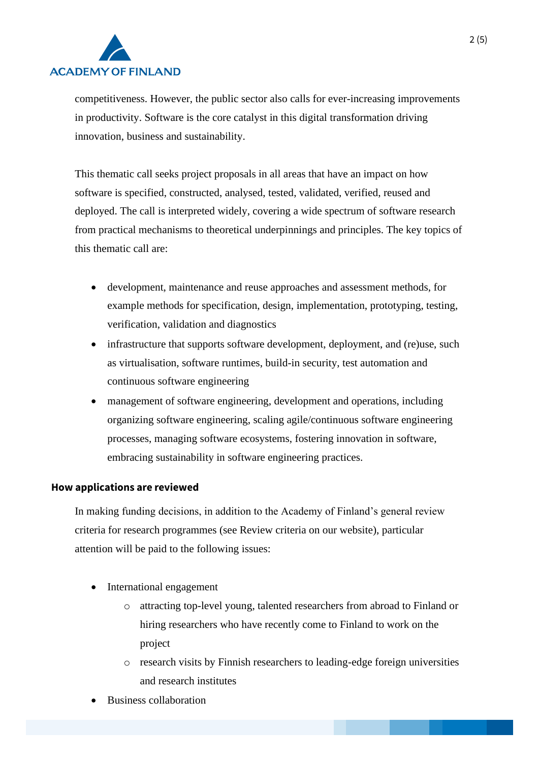competitiveness. However, the public sector also calls for ever-increasing improvements in productivity. Software is the core catalyst in this digital transformation driving innovation, business and sustainability.

This thematic call seeks project proposals in all areas that have an impact on how software is specified, constructed, analysed, tested, validated, verified, reused and deployed. The call is interpreted widely, covering a wide spectrum of software research from practical mechanisms to theoretical underpinnings and principles. The key topics of this thematic call are:

- development, maintenance and reuse approaches and assessment methods, for example methods for specification, design, implementation, prototyping, testing, verification, validation and diagnostics
- infrastructure that supports software development, deployment, and (re)use, such as virtualisation, software runtimes, build-in security, test automation and continuous software engineering
- management of software engineering, development and operations, including organizing software engineering, scaling agile/continuous software engineering processes, managing software ecosystems, fostering innovation in software, embracing sustainability in software engineering practices.

**How applications are reviewed**

In making funding decisions, in addition to the Academy of Finland's general review criteria for research programmes (see Review criteria on our website), particular attention will be paid to the following issues:

- International engagement
  - attracting top-level young, talented researchers from abroad to Finland or hiring researchers who have recently come to Finland to work on the project
  - research visits by Finnish researchers to leading-edge foreign universities and research institutes
- Business collaboration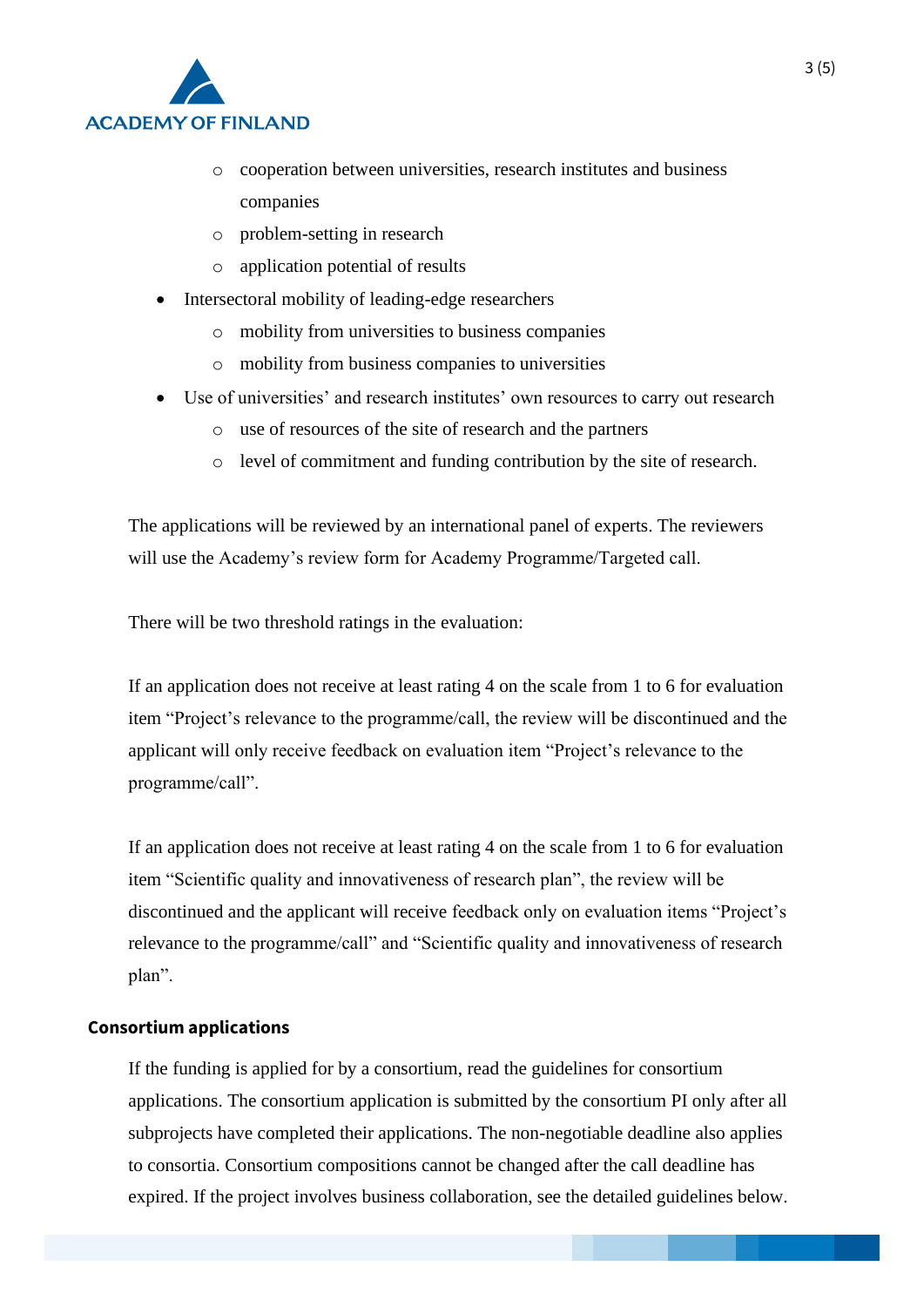- cooperation between universities, research institutes and business companies
    - problem-setting in research
    - application potential of results
- Intersectoral mobility of leading-edge researchers
    - mobility from universities to business companies
    - mobility from business companies to universities
- Use of universities' and research institutes' own resources to carry out research
    - use of resources of the site of research and the partners
    - level of commitment and funding contribution by the site of research.

The applications will be reviewed by an international panel of experts. The reviewers will use the Academy's review form for Academy Programme/Targeted call.

There will be two threshold ratings in the evaluation:

If an application does not receive at least rating 4 on the scale from 1 to 6 for evaluation item "Project's relevance to the programme/call, the review will be discontinued and the applicant will only receive feedback on evaluation item "Project's relevance to the programme/call".

If an application does not receive at least rating 4 on the scale from 1 to 6 for evaluation item "Scientific quality and innovativeness of research plan", the review will be discontinued and the applicant will receive feedback only on evaluation items "Project's relevance to the programme/call" and "Scientific quality and innovativeness of research plan".

**Consortium applications**

If the funding is applied for by a consortium, read the guidelines for consortium applications. The consortium application is submitted by the consortium PI only after all subprojects have completed their applications. The non-negotiable deadline also applies to consortia. Consortium compositions cannot be changed after the call deadline has expired. If the project involves business collaboration, see the detailed guidelines below.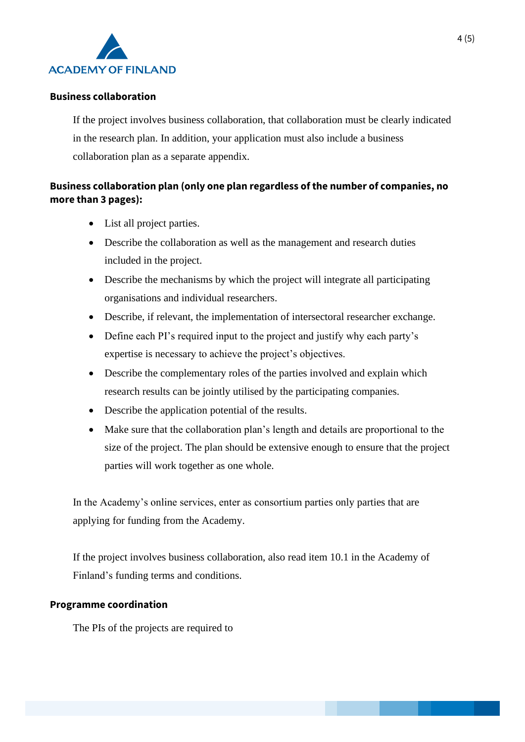## Business collaboration

If the project involves business collaboration, that collaboration must be clearly indicated in the research plan. In addition, your application must also include a business collaboration plan as a separate appendix.

## Business collaboration plan (only one plan regardless of the number of companies, no more than 3 pages):

- List all project parties.
- Describe the collaboration as well as the management and research duties included in the project.
- Describe the mechanisms by which the project will integrate all participating organisations and individual researchers.
- Describe, if relevant, the implementation of intersectoral researcher exchange.
- Define each PI’s required input to the project and justify why each party’s expertise is necessary to achieve the project’s objectives.
- Describe the complementary roles of the parties involved and explain which research results can be jointly utilised by the participating companies.
- Describe the application potential of the results.
- Make sure that the collaboration plan’s length and details are proportional to the size of the project. The plan should be extensive enough to ensure that the project parties will work together as one whole.

In the Academy’s online services, enter as consortium parties only parties that are applying for funding from the Academy.

If the project involves business collaboration, also read item 10.1 in the Academy of Finland’s funding terms and conditions.

## Programme coordination

The PIs of the projects are required to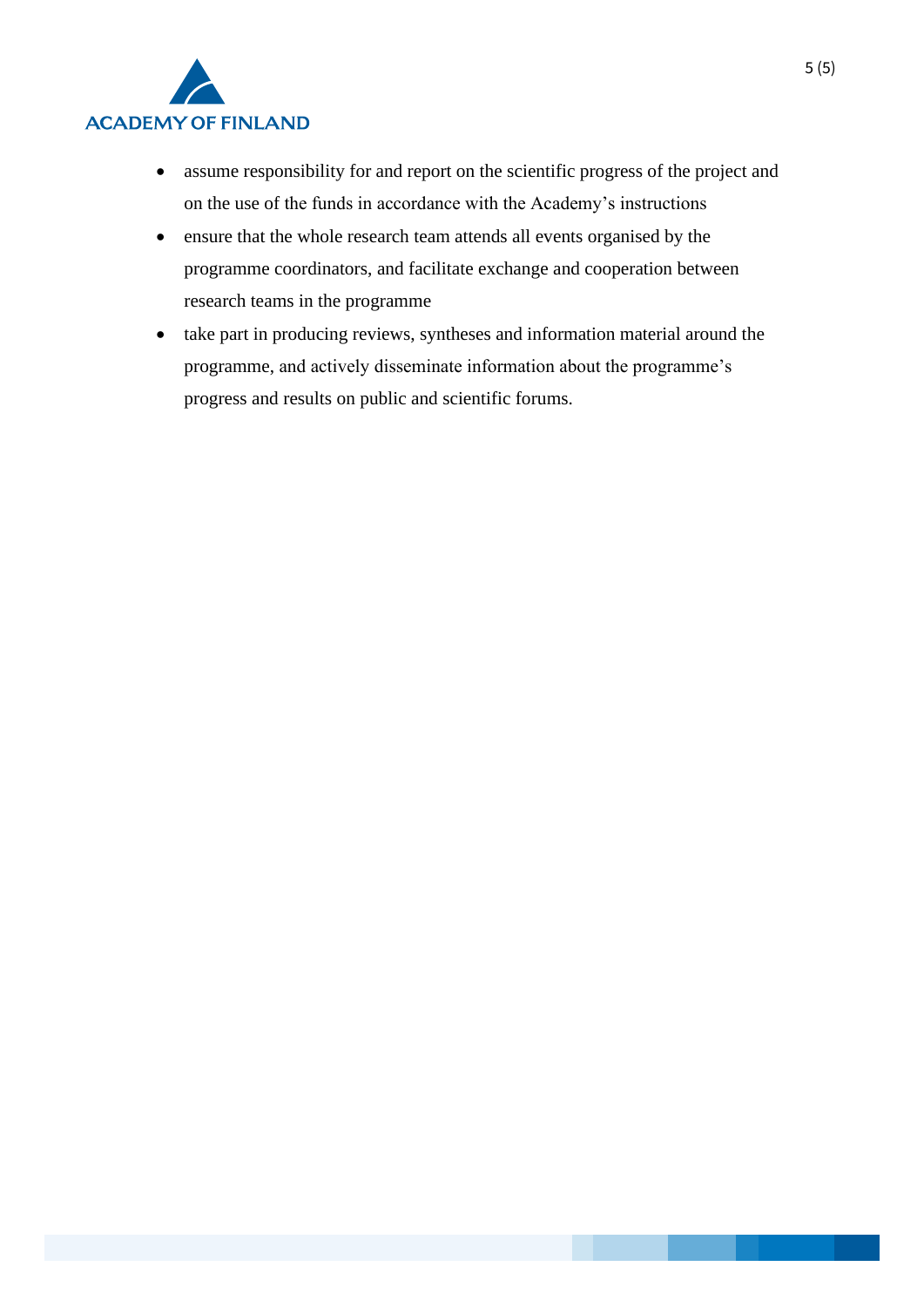- assume responsibility for and report on the scientific progress of the project and on the use of the funds in accordance with the Academy's instructions
- ensure that the whole research team attends all events organised by the programme coordinators, and facilitate exchange and cooperation between research teams in the programme
- take part in producing reviews, syntheses and information material around the programme, and actively disseminate information about the programme's progress and results on public and scientific forums.